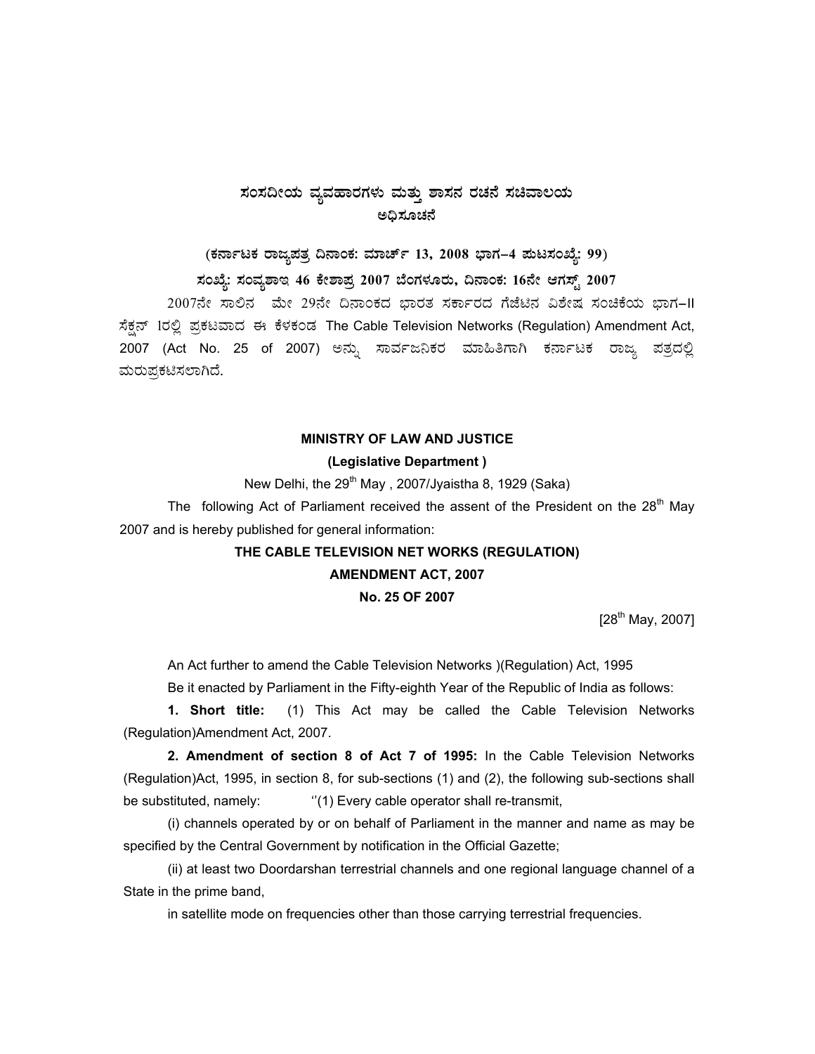# ಸಂಸದೀಯ ವ್ಯವಹಾರಗಳು ಮತ್ತು ಶಾಸನ ರಚನೆ ಸಚಿವಾಲಯ

## ಅಧಿಸೂಚನೆ

**(ಕರ್ನಾಟಕ ರಾಜ್ಯಪತ್ರ ದಿನಾಂಕ: ಮಾರ್ಚ್ 13, 2008 ಭಾಗ–4 ಪುಟಸಂಖ್ಯೆ: 99)**

**ಸಂಖ್ಯೆ: ಸಂವ್ಯಶಾಇ 46 ಕೇಶಾಪ್ರ 2007 ಬೆಂಗಳೂರು, ದಿನಾಂಕ: 16ನೇ ಆಗಸ್ಟ್ 2007**

2007ನೇ ಸಾಲಿನ ಮೇ 29ನೇ ದಿನಾಂಕದ ಭಾರತ ಸರ್ಕಾರದ ಗೆಜೆಟಿನ ವಿಶೇಷ ಸಂಚಿಕೆಯ ಭಾಗ–II ಸೆಕ್ಷನ್ 1ರಲ್ಲಿ ಪ್ರಕಟವಾದ ಈ ಕೆಳಕಂಡ The Cable Television Networks (Regulation) Amendment Act, 2007 (Act No. 25 of 2007) ಅನ್ನು ಸಾರ್ವಜನಿಕರ ಮಾಹಿತಿಗಾಗಿ ಕರ್ನಾಟಕ ರಾಜ್ಯ ಪತ್ರದಲ್ಲಿ ಮರುಪ್ರಕಟಿಸಲಾಗಿದೆ.

**MINISTRY OF LAW AND JUSTICE**

**(Legislative Department )**

New Delhi, the 29th May , 2007/Jyaistha 8, 1929 (Saka)

The following Act of Parliament received the assent of the President on the 28th May 2007 and is hereby published for general information:

**THE CABLE TELEVISION NET WORKS (REGULATION) AMENDMENT ACT, 2007**

**No. 25 OF 2007**

[28th May, 2007]

An Act further to amend the Cable Television Networks )(Regulation) Act, 1995

Be it enacted by Parliament in the Fifty-eighth Year of the Republic of India as follows:

**1. Short title:** (1) This Act may be called the Cable Television Networks (Regulation)Amendment Act, 2007.

**2. Amendment of section 8 of Act 7 of 1995:** In the Cable Television Networks (Regulation)Act, 1995, in section 8, for sub-sections (1) and (2), the following sub-sections shall be substituted, namely: ''(1) Every cable operator shall re-transmit,

(i) channels operated by or on behalf of Parliament in the manner and name as may be specified by the Central Government by notification in the Official Gazette;

(ii) at least two Doordarshan terrestrial channels and one regional language channel of a State in the prime band,

in satellite mode on frequencies other than those carrying terrestrial frequencies.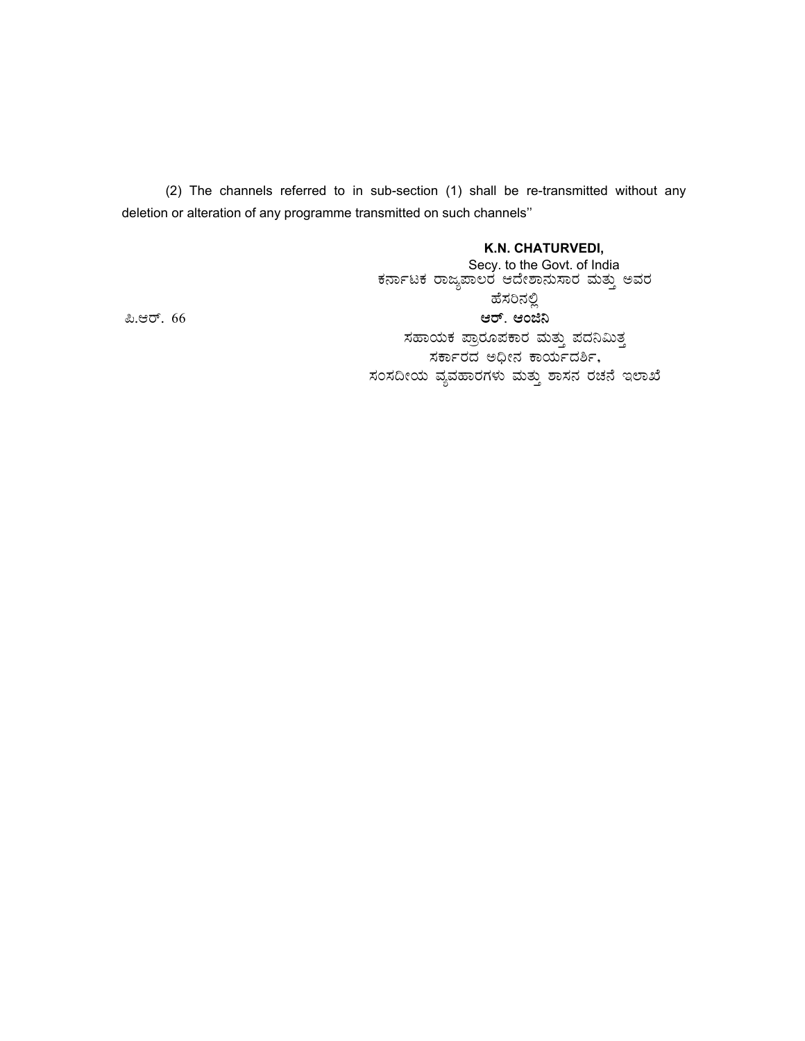(2) The channels referred to in sub-section (1) shall be re-transmitted without any deletion or alteration of any programme transmitted on such channels''

**K.N. CHATURVEDI,**
Secy. to the Govt. of India

ಕರ್ನಾಟಕ ರಾಜ್ಯಪಾಲರ ಆದೇಶಾನುಸಾರ ಮತ್ತು ಅವರ ಹೆಸರಿನಲ್ಲಿ

ಪಿ.ಆರ್. 66

**ಆರ್. ಆಂಜಿನಿ**

ಸಹಾಯಕ ಪ್ರಾರೂಪಕಾರ ಮತ್ತು ಪದನಿಮಿತ್ತ ಸರ್ಕಾರದ ಅಧೀನ ಕಾರ್ಯದರ್ಶಿ,
ಸಂಸದೀಯ ವ್ಯವಹಾರಗಳು ಮತ್ತು ಶಾಸನ ರಚನೆ ಇಲಾಖೆ